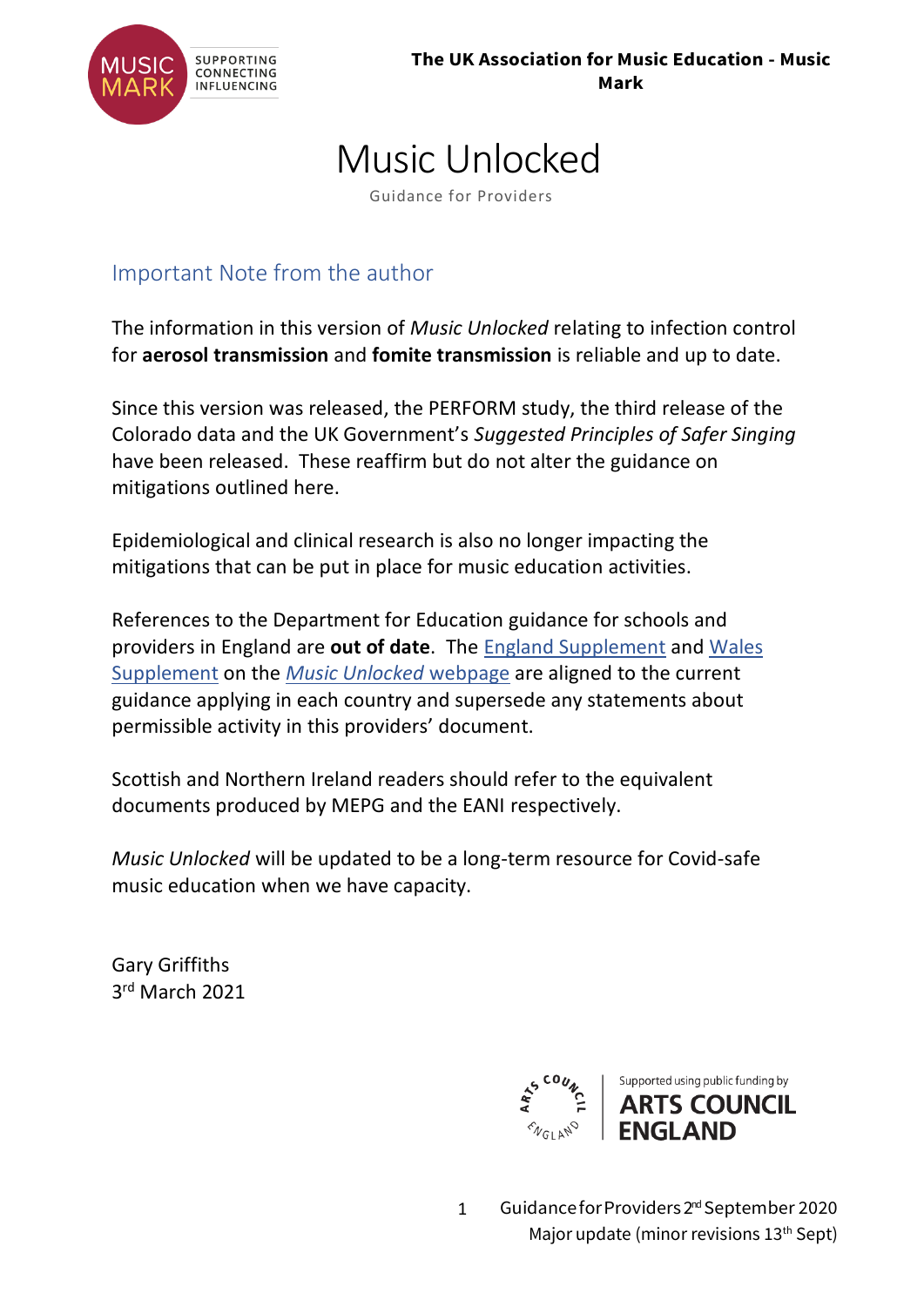The UK Association for Music Education - Music Mark

# Music Unlocked

Guidance for Providers

## Important Note from the author

The information in this version of *Music Unlocked* relating to infection control for **aerosol transmission** and **fomite transmission** is reliable and up to date.

Since this version was released, the PERFORM study, the third release of the Colorado data and the UK Government's *Suggested Principles of Safer Singing* have been released. These reaffirm but do not alter the guidance on mitigations outlined here.

Epidemiological and clinical research is also no longer impacting the mitigations that can be put in place for music education activities.

References to the Department for Education guidance for schools and providers in England are **out of date**. The England Supplement and Wales Supplement on the *Music Unlocked* webpage are aligned to the current guidance applying in each country and supersede any statements about permissible activity in this providers' document.

Scottish and Northern Ireland readers should refer to the equivalent documents produced by MEPG and the EANI respectively.

*Music Unlocked* will be updated to be a long-term resource for Covid-safe music education when we have capacity.

Gary Griffiths
3rd March 2021

Supported using public funding by ARTS COUNCIL ENGLAND

Guidance for Providers 2nd September 2020
Major update (minor revisions 13th Sept)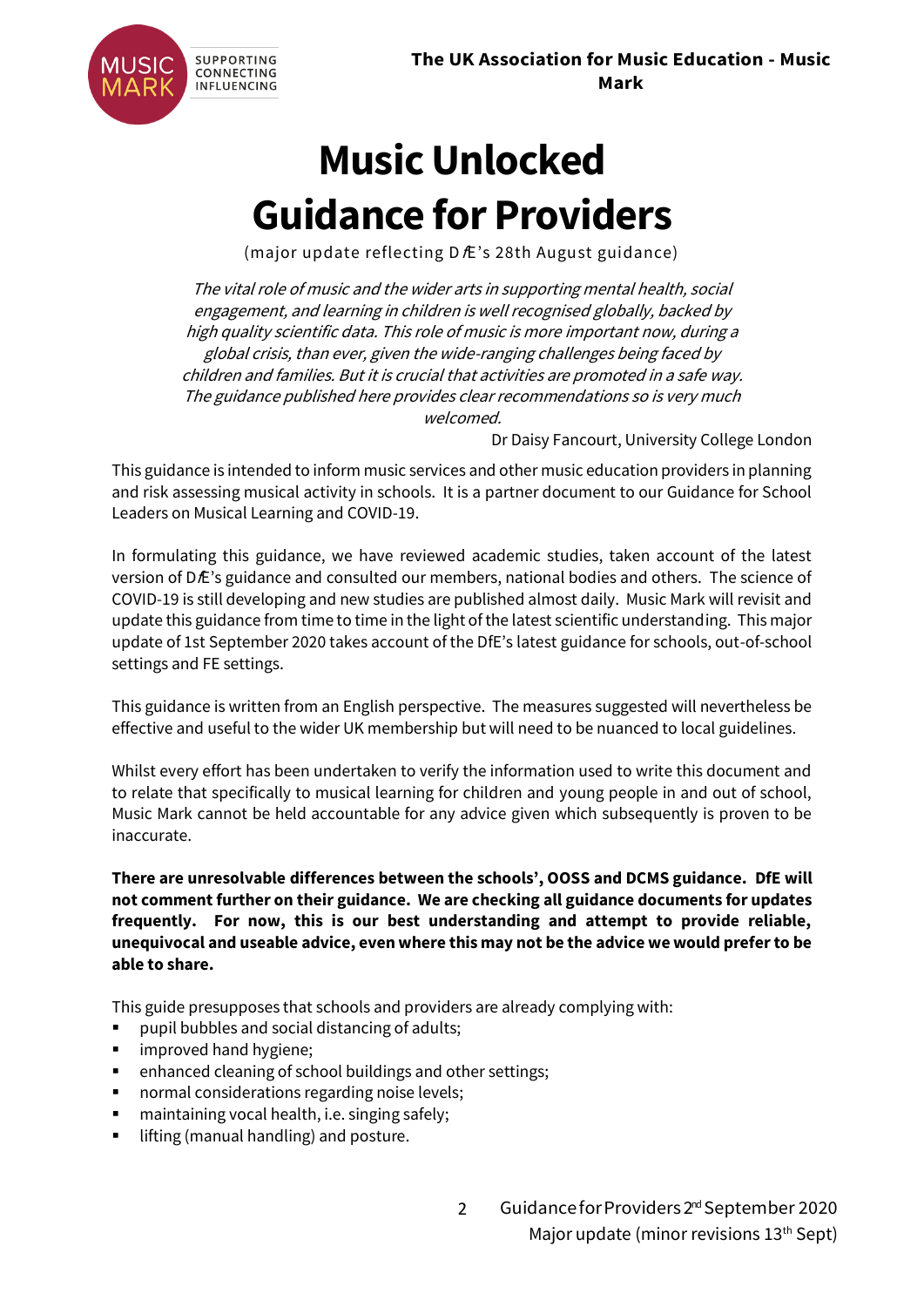**The UK Association for Music Education - Music Mark**

# Music Unlocked
# Guidance for Providers

(major update reflecting DfE's 28th August guidance)

*The vital role of music and the wider arts in supporting mental health, social engagement, and learning in children is well recognised globally, backed by high quality scientific data. This role of music is more important now, during a global crisis, than ever, given the wide-ranging challenges being faced by children and families. But it is crucial that activities are promoted in a safe way. The guidance published here provides clear recommendations so is very much welcomed.*

Dr Daisy Fancourt, University College London

This guidance is intended to inform music services and other music education providers in planning and risk assessing musical activity in schools. It is a partner document to our Guidance for School Leaders on Musical Learning and COVID-19.

In formulating this guidance, we have reviewed academic studies, taken account of the latest version of DfE's guidance and consulted our members, national bodies and others. The science of COVID-19 is still developing and new studies are published almost daily. Music Mark will revisit and update this guidance from time to time in the light of the latest scientific understanding. This major update of 1st September 2020 takes account of the DfE's latest guidance for schools, out-of-school settings and FE settings.

This guidance is written from an English perspective. The measures suggested will nevertheless be effective and useful to the wider UK membership but will need to be nuanced to local guidelines.

Whilst every effort has been undertaken to verify the information used to write this document and to relate that specifically to musical learning for children and young people in and out of school, Music Mark cannot be held accountable for any advice given which subsequently is proven to be inaccurate.

**There are unresolvable differences between the schools', OOSS and DCMS guidance. DfE will not comment further on their guidance. We are checking all guidance documents for updates frequently. For now, this is our best understanding and attempt to provide reliable, unequivocal and useable advice, even where this may not be the advice we would prefer to be able to share.**

This guide presupposes that schools and providers are already complying with:

- pupil bubbles and social distancing of adults;
- improved hand hygiene;
- enhanced cleaning of school buildings and other settings;
- normal considerations regarding noise levels;
- maintaining vocal health, i.e. singing safely;
- lifting (manual handling) and posture.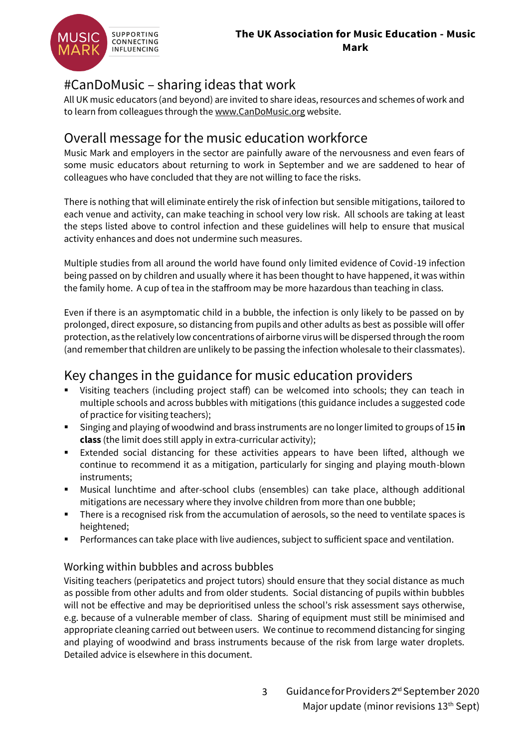## #CanDoMusic – sharing ideas that work

All UK music educators (and beyond) are invited to share ideas, resources and schemes of work and to learn from colleagues through the www.CanDoMusic.org website.

## Overall message for the music education workforce

Music Mark and employers in the sector are painfully aware of the nervousness and even fears of some music educators about returning to work in September and we are saddened to hear of colleagues who have concluded that they are not willing to face the risks.

There is nothing that will eliminate entirely the risk of infection but sensible mitigations, tailored to each venue and activity, can make teaching in school very low risk. All schools are taking at least the steps listed above to control infection and these guidelines will help to ensure that musical activity enhances and does not undermine such measures.

Multiple studies from all around the world have found only limited evidence of Covid-19 infection being passed on by children and usually where it has been thought to have happened, it was within the family home. A cup of tea in the staffroom may be more hazardous than teaching in class.

Even if there is an asymptomatic child in a bubble, the infection is only likely to be passed on by prolonged, direct exposure, so distancing from pupils and other adults as best as possible will offer protection, as the relatively low concentrations of airborne virus will be dispersed through the room (and remember that children are unlikely to be passing the infection wholesale to their classmates).

## Key changes in the guidance for music education providers

- Visiting teachers (including project staff) can be welcomed into schools; they can teach in multiple schools and across bubbles with mitigations (this guidance includes a suggested code of practice for visiting teachers);
- Singing and playing of woodwind and brass instruments are no longer limited to groups of 15 **in class** (the limit does still apply in extra-curricular activity);
- Extended social distancing for these activities appears to have been lifted, although we continue to recommend it as a mitigation, particularly for singing and playing mouth-blown instruments;
- Musical lunchtime and after-school clubs (ensembles) can take place, although additional mitigations are necessary where they involve children from more than one bubble;
- There is a recognised risk from the accumulation of aerosols, so the need to ventilate spaces is heightened;
- Performances can take place with live audiences, subject to sufficient space and ventilation.

### Working within bubbles and across bubbles

Visiting teachers (peripatetics and project tutors) should ensure that they social distance as much as possible from other adults and from older students. Social distancing of pupils within bubbles will not be effective and may be deprioritised unless the school's risk assessment says otherwise, e.g. because of a vulnerable member of class. Sharing of equipment must still be minimised and appropriate cleaning carried out between users. We continue to recommend distancing for singing and playing of woodwind and brass instruments because of the risk from large water droplets. Detailed advice is elsewhere in this document.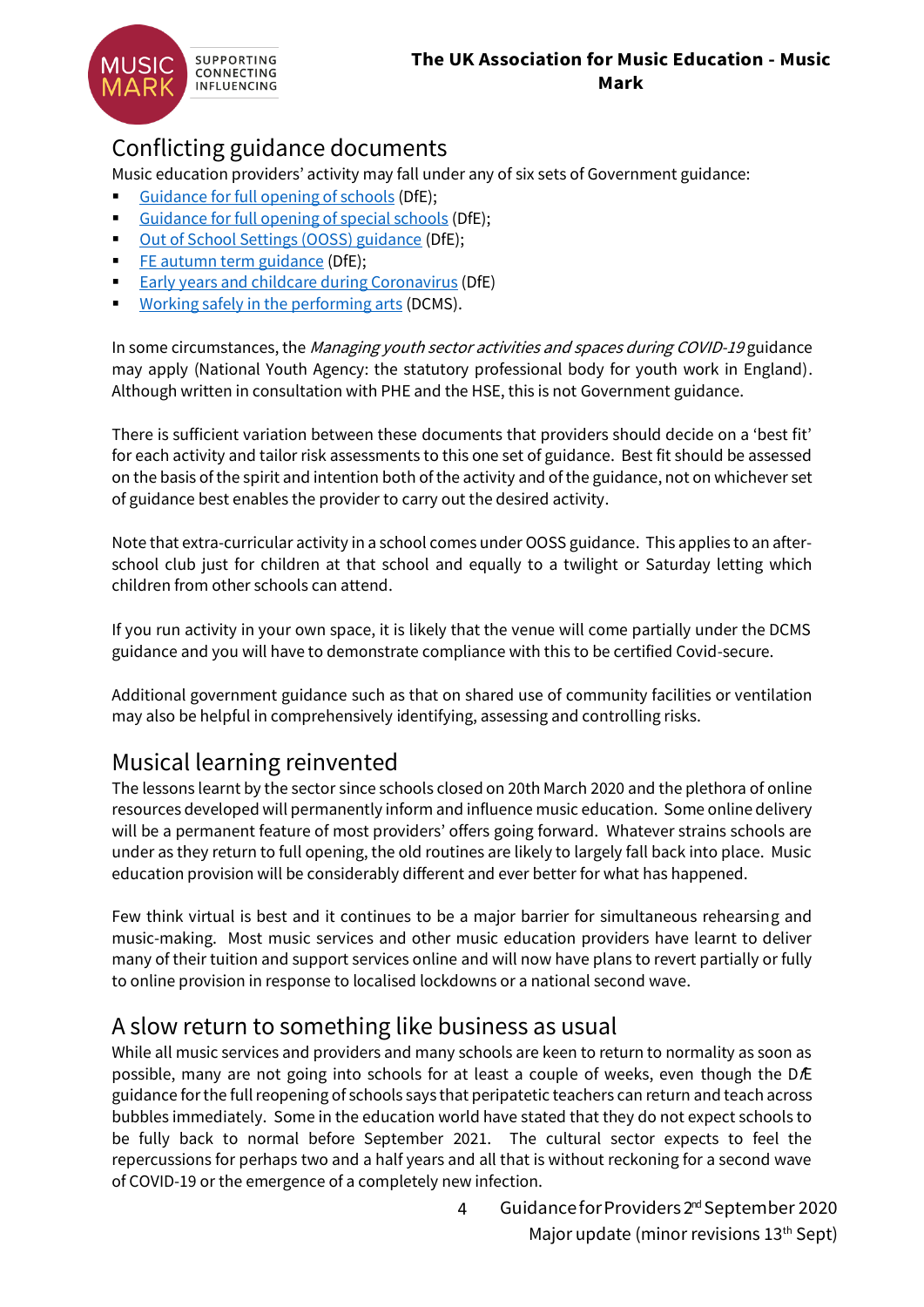## Conflicting guidance documents

Music education providers' activity may fall under any of six sets of Government guidance:

- Guidance for full opening of schools (DfE);
- Guidance for full opening of special schools (DfE);
- Out of School Settings (OOSS) guidance (DfE);
- FE autumn term guidance (DfE);
- Early years and childcare during Coronavirus (DfE)
- Working safely in the performing arts (DCMS).

In some circumstances, the *Managing youth sector activities and spaces during COVID-19* guidance may apply (National Youth Agency: the statutory professional body for youth work in England). Although written in consultation with PHE and the HSE, this is not Government guidance.

There is sufficient variation between these documents that providers should decide on a 'best fit' for each activity and tailor risk assessments to this one set of guidance. Best fit should be assessed on the basis of the spirit and intention both of the activity and of the guidance, not on whichever set of guidance best enables the provider to carry out the desired activity.

Note that extra-curricular activity in a school comes under OOSS guidance. This applies to an after-school club just for children at that school and equally to a twilight or Saturday letting which children from other schools can attend.

If you run activity in your own space, it is likely that the venue will come partially under the DCMS guidance and you will have to demonstrate compliance with this to be certified Covid-secure.

Additional government guidance such as that on shared use of community facilities or ventilation may also be helpful in comprehensively identifying, assessing and controlling risks.

## Musical learning reinvented

The lessons learnt by the sector since schools closed on 20th March 2020 and the plethora of online resources developed will permanently inform and influence music education. Some online delivery will be a permanent feature of most providers' offers going forward. Whatever strains schools are under as they return to full opening, the old routines are likely to largely fall back into place. Music education provision will be considerably different and ever better for what has happened.

Few think virtual is best and it continues to be a major barrier for simultaneous rehearsing and music-making. Most music services and other music education providers have learnt to deliver many of their tuition and support services online and will now have plans to revert partially or fully to online provision in response to localised lockdowns or a national second wave.

## A slow return to something like business as usual

While all music services and providers and many schools are keen to return to normality as soon as possible, many are not going into schools for at least a couple of weeks, even though the DfE guidance for the full reopening of schools says that peripatetic teachers can return and teach across bubbles immediately. Some in the education world have stated that they do not expect schools to be fully back to normal before September 2021. The cultural sector expects to feel the repercussions for perhaps two and a half years and all that is without reckoning for a second wave of COVID-19 or the emergence of a completely new infection.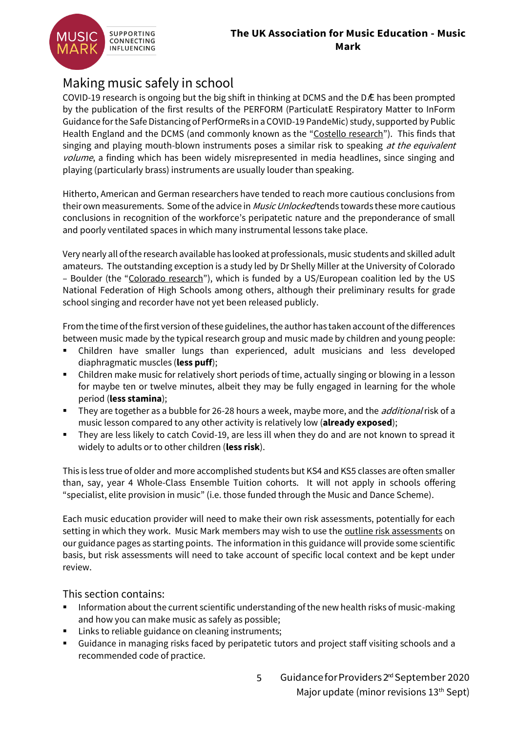## Making music safely in school

COVID-19 research is ongoing but the big shift in thinking at DCMS and the DfE has been prompted by the publication of the first results of the PERFORM (ParticulatE Respiratory Matter to InForm Guidance for the Safe Distancing of PerfOrmeRs in a COVID-19 PandeMic) study, supported by Public Health England and the DCMS (and commonly known as the "Costello research"). This finds that singing and playing mouth-blown instruments poses a similar risk to speaking *at the equivalent volume*, a finding which has been widely misrepresented in media headlines, since singing and playing (particularly brass) instruments are usually louder than speaking.

Hitherto, American and German researchers have tended to reach more cautious conclusions from their own measurements. Some of the advice in *Music Unlocked* tends towards these more cautious conclusions in recognition of the workforce's peripatetic nature and the preponderance of small and poorly ventilated spaces in which many instrumental lessons take place.

Very nearly all of the research available has looked at professionals, music students and skilled adult amateurs. The outstanding exception is a study led by Dr Shelly Miller at the University of Colorado – Boulder (the "Colorado research"), which is funded by a US/European coalition led by the US National Federation of High Schools among others, although their preliminary results for grade school singing and recorder have not yet been released publicly.

From the time of the first version of these guidelines, the author has taken account of the differences between music made by the typical research group and music made by children and young people:

- Children have smaller lungs than experienced, adult musicians and less developed diaphragmatic muscles (**less puff**);
- Children make music for relatively short periods of time, actually singing or blowing in a lesson for maybe ten or twelve minutes, albeit they may be fully engaged in learning for the whole period (**less stamina**);
- They are together as a bubble for 26-28 hours a week, maybe more, and the *additional* risk of a music lesson compared to any other activity is relatively low (**already exposed**);
- They are less likely to catch Covid-19, are less ill when they do and are not known to spread it widely to adults or to other children (**less risk**).

This is less true of older and more accomplished students but KS4 and KS5 classes are often smaller than, say, year 4 Whole-Class Ensemble Tuition cohorts. It will not apply in schools offering "specialist, elite provision in music" (i.e. those funded through the Music and Dance Scheme).

Each music education provider will need to make their own risk assessments, potentially for each setting in which they work. Music Mark members may wish to use the outline risk assessments on our guidance pages as starting points. The information in this guidance will provide some scientific basis, but risk assessments will need to take account of specific local context and be kept under review.

### This section contains:

- Information about the current scientific understanding of the new health risks of music-making and how you can make music as safely as possible;
- Links to reliable guidance on cleaning instruments;
- Guidance in managing risks faced by peripatetic tutors and project staff visiting schools and a recommended code of practice.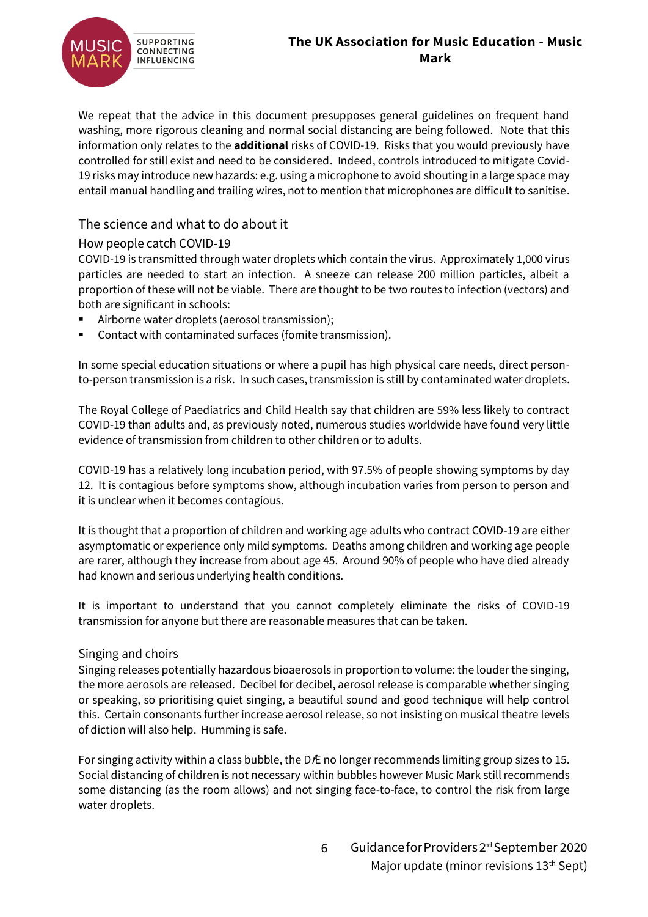We repeat that the advice in this document presupposes general guidelines on frequent hand washing, more rigorous cleaning and normal social distancing are being followed. Note that this information only relates to the **additional** risks of COVID-19. Risks that you would previously have controlled for still exist and need to be considered. Indeed, controls introduced to mitigate Covid-19 risks may introduce new hazards: e.g. using a microphone to avoid shouting in a large space may entail manual handling and trailing wires, not to mention that microphones are difficult to sanitise.

## The science and what to do about it

### How people catch COVID-19

COVID-19 is transmitted through water droplets which contain the virus. Approximately 1,000 virus particles are needed to start an infection. A sneeze can release 200 million particles, albeit a proportion of these will not be viable. There are thought to be two routes to infection (vectors) and both are significant in schools:

- Airborne water droplets (aerosol transmission);
- Contact with contaminated surfaces (fomite transmission).

In some special education situations or where a pupil has high physical care needs, direct person-to-person transmission is a risk. In such cases, transmission is still by contaminated water droplets.

The Royal College of Paediatrics and Child Health say that children are 59% less likely to contract COVID-19 than adults and, as previously noted, numerous studies worldwide have found very little evidence of transmission from children to other children or to adults.

COVID-19 has a relatively long incubation period, with 97.5% of people showing symptoms by day 12. It is contagious before symptoms show, although incubation varies from person to person and it is unclear when it becomes contagious.

It is thought that a proportion of children and working age adults who contract COVID-19 are either asymptomatic or experience only mild symptoms. Deaths among children and working age people are rarer, although they increase from about age 45. Around 90% of people who have died already had known and serious underlying health conditions.

It is important to understand that you cannot completely eliminate the risks of COVID-19 transmission for anyone but there are reasonable measures that can be taken.

### Singing and choirs

Singing releases potentially hazardous bioaerosols in proportion to volume: the louder the singing, the more aerosols are released. Decibel for decibel, aerosol release is comparable whether singing or speaking, so prioritising quiet singing, a beautiful sound and good technique will help control this. Certain consonants further increase aerosol release, so not insisting on musical theatre levels of diction will also help. Humming is safe.

For singing activity within a class bubble, the DfE no longer recommends limiting group sizes to 15. Social distancing of children is not necessary within bubbles however Music Mark still recommends some distancing (as the room allows) and not singing face-to-face, to control the risk from large water droplets.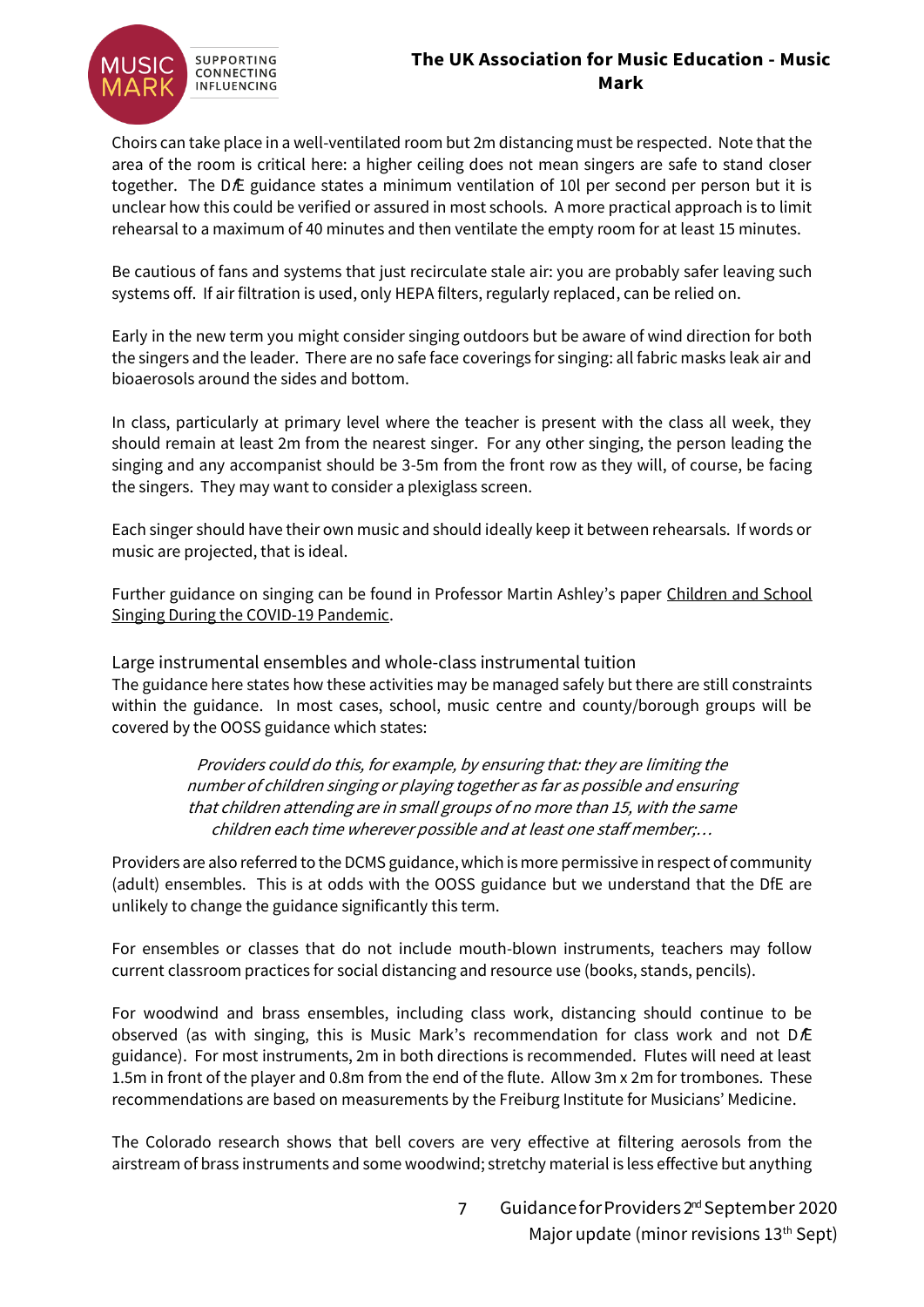Choirs can take place in a well-ventilated room but 2m distancing must be respected. Note that the area of the room is critical here: a higher ceiling does not mean singers are safe to stand closer together. The DfE guidance states a minimum ventilation of 10l per second per person but it is unclear how this could be verified or assured in most schools. A more practical approach is to limit rehearsal to a maximum of 40 minutes and then ventilate the empty room for at least 15 minutes.

Be cautious of fans and systems that just recirculate stale air: you are probably safer leaving such systems off. If air filtration is used, only HEPA filters, regularly replaced, can be relied on.

Early in the new term you might consider singing outdoors but be aware of wind direction for both the singers and the leader. There are no safe face coverings for singing: all fabric masks leak air and bioaerosols around the sides and bottom.

In class, particularly at primary level where the teacher is present with the class all week, they should remain at least 2m from the nearest singer. For any other singing, the person leading the singing and any accompanist should be 3-5m from the front row as they will, of course, be facing the singers. They may want to consider a plexiglass screen.

Each singer should have their own music and should ideally keep it between rehearsals. If words or music are projected, that is ideal.

Further guidance on singing can be found in Professor Martin Ashley's paper Children and School Singing During the COVID-19 Pandemic.

### Large instrumental ensembles and whole-class instrumental tuition

The guidance here states how these activities may be managed safely but there are still constraints within the guidance. In most cases, school, music centre and county/borough groups will be covered by the OOSS guidance which states:

> *Providers could do this, for example, by ensuring that: they are limiting the number of children singing or playing together as far as possible and ensuring that children attending are in small groups of no more than 15, with the same children each time wherever possible and at least one staff member;…*

Providers are also referred to the DCMS guidance, which is more permissive in respect of community (adult) ensembles. This is at odds with the OOSS guidance but we understand that the DfE are unlikely to change the guidance significantly this term.

For ensembles or classes that do not include mouth-blown instruments, teachers may follow current classroom practices for social distancing and resource use (books, stands, pencils).

For woodwind and brass ensembles, including class work, distancing should continue to be observed (as with singing, this is Music Mark's recommendation for class work and not DfE guidance). For most instruments, 2m in both directions is recommended. Flutes will need at least 1.5m in front of the player and 0.8m from the end of the flute. Allow 3m x 2m for trombones. These recommendations are based on measurements by the Freiburg Institute for Musicians' Medicine.

The Colorado research shows that bell covers are very effective at filtering aerosols from the airstream of brass instruments and some woodwind; stretchy material is less effective but anything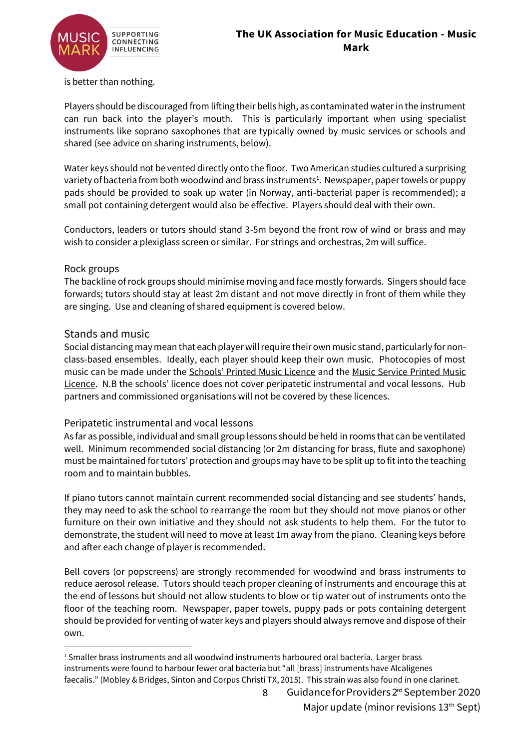is better than nothing.

Players should be discouraged from lifting their bells high, as contaminated water in the instrument can run back into the player's mouth. This is particularly important when using specialist instruments like soprano saxophones that are typically owned by music services or schools and shared (see advice on sharing instruments, below).

Water keys should not be vented directly onto the floor. Two American studies cultured a surprising variety of bacteria from both woodwind and brass instruments[1]. Newspaper, paper towels or puppy pads should be provided to soak up water (in Norway, anti-bacterial paper is recommended); a small pot containing detergent would also be effective. Players should deal with their own.

Conductors, leaders or tutors should stand 3-5m beyond the front row of wind or brass and may wish to consider a plexiglass screen or similar. For strings and orchestras, 2m will suffice.

## Rock groups

The backline of rock groups should minimise moving and face mostly forwards. Singers should face forwards; tutors should stay at least 2m distant and not move directly in front of them while they are singing. Use and cleaning of shared equipment is covered below.

## Stands and music

Social distancing may mean that each player will require their own music stand, particularly for non-class-based ensembles. Ideally, each player should keep their own music. Photocopies of most music can be made under the Schools' Printed Music Licence and the Music Service Printed Music Licence. N.B the schools' licence does not cover peripatetic instrumental and vocal lessons. Hub partners and commissioned organisations will not be covered by these licences.

## Peripatetic instrumental and vocal lessons

As far as possible, individual and small group lessons should be held in rooms that can be ventilated well. Minimum recommended social distancing (or 2m distancing for brass, flute and saxophone) must be maintained for tutors' protection and groups may have to be split up to fit into the teaching room and to maintain bubbles.

If piano tutors cannot maintain current recommended social distancing and see students' hands, they may need to ask the school to rearrange the room but they should not move pianos or other furniture on their own initiative and they should not ask students to help them. For the tutor to demonstrate, the student will need to move at least 1m away from the piano. Cleaning keys before and after each change of player is recommended.

Bell covers (or popscreens) are strongly recommended for woodwind and brass instruments to reduce aerosol release. Tutors should teach proper cleaning of instruments and encourage this at the end of lessons but should not allow students to blow or tip water out of instruments onto the floor of the teaching room. Newspaper, paper towels, puppy pads or pots containing detergent should be provided for venting of water keys and players should always remove and dispose of their own.

---

[1] Smaller brass instruments and all woodwind instruments harboured oral bacteria. Larger brass instruments were found to harbour fewer oral bacteria but "all [brass] instruments have Alcaligenes faecalis." (Mobley & Bridges, Sinton and Corpus Christi TX, 2015). This strain was also found in one clarinet.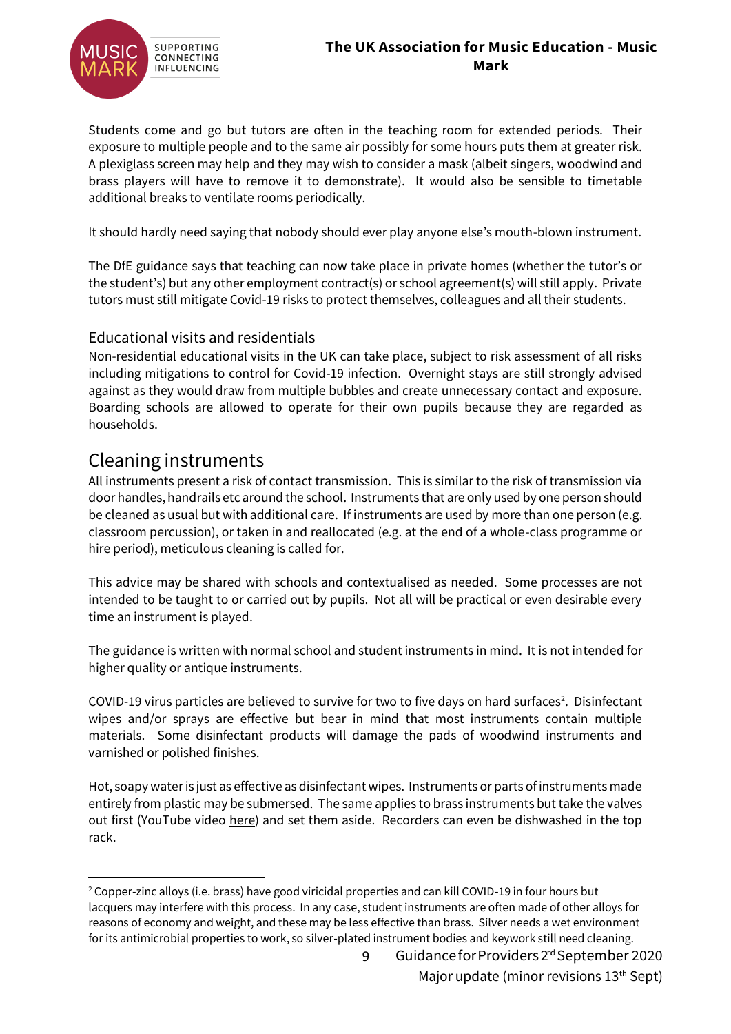Students come and go but tutors are often in the teaching room for extended periods. Their exposure to multiple people and to the same air possibly for some hours puts them at greater risk. A plexiglass screen may help and they may wish to consider a mask (albeit singers, woodwind and brass players will have to remove it to demonstrate). It would also be sensible to timetable additional breaks to ventilate rooms periodically.

It should hardly need saying that nobody should ever play anyone else's mouth-blown instrument.

The DfE guidance says that teaching can now take place in private homes (whether the tutor's or the student's) but any other employment contract(s) or school agreement(s) will still apply. Private tutors must still mitigate Covid-19 risks to protect themselves, colleagues and all their students.

### Educational visits and residentials

Non-residential educational visits in the UK can take place, subject to risk assessment of all risks including mitigations to control for Covid-19 infection. Overnight stays are still strongly advised against as they would draw from multiple bubbles and create unnecessary contact and exposure. Boarding schools are allowed to operate for their own pupils because they are regarded as households.

## Cleaning instruments

All instruments present a risk of contact transmission. This is similar to the risk of transmission via door handles, handrails etc around the school. Instruments that are only used by one person should be cleaned as usual but with additional care. If instruments are used by more than one person (e.g. classroom percussion), or taken in and reallocated (e.g. at the end of a whole-class programme or hire period), meticulous cleaning is called for.

This advice may be shared with schools and contextualised as needed. Some processes are not intended to be taught to or carried out by pupils. Not all will be practical or even desirable every time an instrument is played.

The guidance is written with normal school and student instruments in mind. It is not intended for higher quality or antique instruments.

COVID-19 virus particles are believed to survive for two to five days on hard surfaces[2]. Disinfectant wipes and/or sprays are effective but bear in mind that most instruments contain multiple materials. Some disinfectant products will damage the pads of woodwind instruments and varnished or polished finishes.

Hot, soapy water is just as effective as disinfectant wipes. Instruments or parts of instruments made entirely from plastic may be submersed. The same applies to brass instruments but take the valves out first (YouTube video here) and set them aside. Recorders can even be dishwashed in the top rack.

---

[2] Copper-zinc alloys (i.e. brass) have good viricidal properties and can kill COVID-19 in four hours but lacquers may interfere with this process. In any case, student instruments are often made of other alloys for reasons of economy and weight, and these may be less effective than brass. Silver needs a wet environment for its antimicrobial properties to work, so silver-plated instrument bodies and keywork still need cleaning.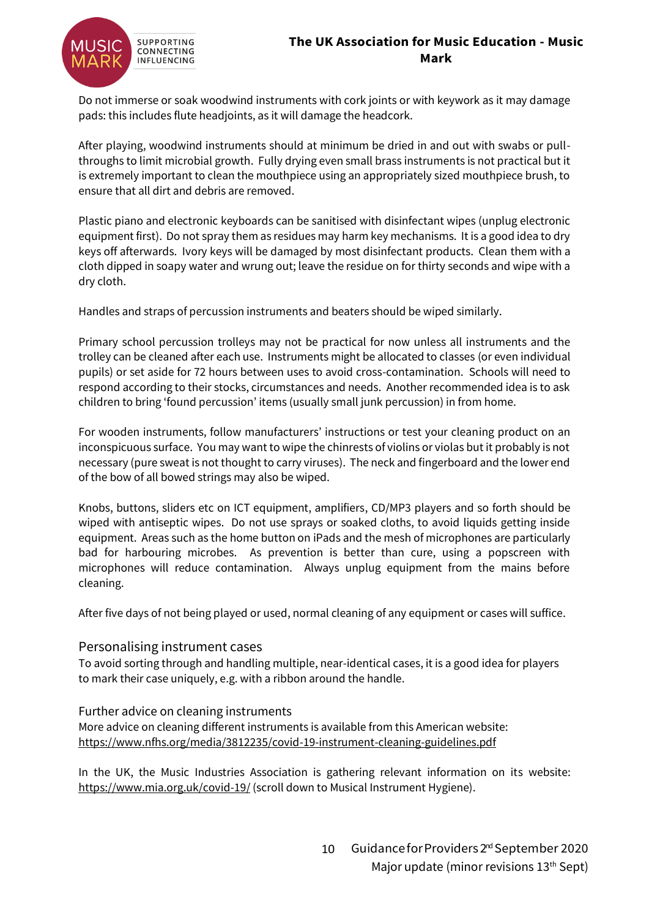Do not immerse or soak woodwind instruments with cork joints or with keywork as it may damage pads: this includes flute headjoints, as it will damage the headcork.

After playing, woodwind instruments should at minimum be dried in and out with swabs or pull-throughs to limit microbial growth. Fully drying even small brass instruments is not practical but it is extremely important to clean the mouthpiece using an appropriately sized mouthpiece brush, to ensure that all dirt and debris are removed.

Plastic piano and electronic keyboards can be sanitised with disinfectant wipes (unplug electronic equipment first). Do not spray them as residues may harm key mechanisms. It is a good idea to dry keys off afterwards. Ivory keys will be damaged by most disinfectant products. Clean them with a cloth dipped in soapy water and wrung out; leave the residue on for thirty seconds and wipe with a dry cloth.

Handles and straps of percussion instruments and beaters should be wiped similarly.

Primary school percussion trolleys may not be practical for now unless all instruments and the trolley can be cleaned after each use. Instruments might be allocated to classes (or even individual pupils) or set aside for 72 hours between uses to avoid cross-contamination. Schools will need to respond according to their stocks, circumstances and needs. Another recommended idea is to ask children to bring 'found percussion' items (usually small junk percussion) in from home.

For wooden instruments, follow manufacturers' instructions or test your cleaning product on an inconspicuous surface. You may want to wipe the chinrests of violins or violas but it probably is not necessary (pure sweat is not thought to carry viruses). The neck and fingerboard and the lower end of the bow of all bowed strings may also be wiped.

Knobs, buttons, sliders etc on ICT equipment, amplifiers, CD/MP3 players and so forth should be wiped with antiseptic wipes. Do not use sprays or soaked cloths, to avoid liquids getting inside equipment. Areas such as the home button on iPads and the mesh of microphones are particularly bad for harbouring microbes. As prevention is better than cure, using a popscreen with microphones will reduce contamination. Always unplug equipment from the mains before cleaning.

After five days of not being played or used, normal cleaning of any equipment or cases will suffice.

## Personalising instrument cases

To avoid sorting through and handling multiple, near-identical cases, it is a good idea for players to mark their case uniquely, e.g. with a ribbon around the handle.

## Further advice on cleaning instruments

More advice on cleaning different instruments is available from this American website:
https://www.nfhs.org/media/3812235/covid-19-instrument-cleaning-guidelines.pdf

In the UK, the Music Industries Association is gathering relevant information on its website: https://www.mia.org.uk/covid-19/ (scroll down to Musical Instrument Hygiene).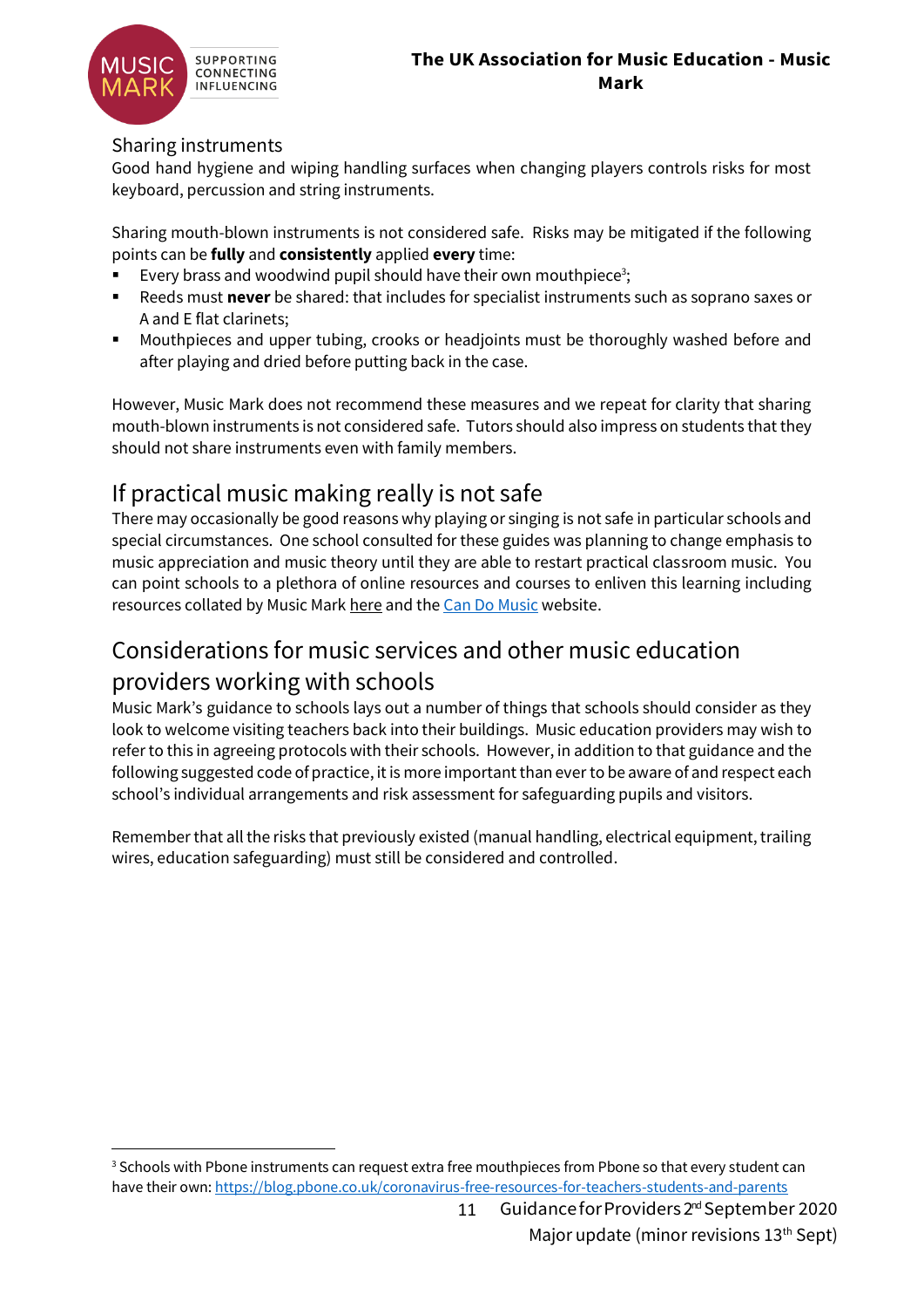### Sharing instruments

Good hand hygiene and wiping handling surfaces when changing players controls risks for most keyboard, percussion and string instruments.

Sharing mouth-blown instruments is not considered safe. Risks may be mitigated if the following points can be **fully** and **consistently** applied **every** time:

- Every brass and woodwind pupil should have their own mouthpiece[3];
- Reeds must **never** be shared: that includes for specialist instruments such as soprano saxes or A and E flat clarinets;
- Mouthpieces and upper tubing, crooks or headjoints must be thoroughly washed before and after playing and dried before putting back in the case.

However, Music Mark does not recommend these measures and we repeat for clarity that sharing mouth-blown instruments is not considered safe. Tutors should also impress on students that they should not share instruments even with family members.

## If practical music making really is not safe

There may occasionally be good reasons why playing or singing is not safe in particular schools and special circumstances. One school consulted for these guides was planning to change emphasis to music appreciation and music theory until they are able to restart practical classroom music. You can point schools to a plethora of online resources and courses to enliven this learning including resources collated by Music Mark here and the Can Do Music website.

## Considerations for music services and other music education providers working with schools

Music Mark's guidance to schools lays out a number of things that schools should consider as they look to welcome visiting teachers back into their buildings. Music education providers may wish to refer to this in agreeing protocols with their schools. However, in addition to that guidance and the following suggested code of practice, it is more important than ever to be aware of and respect each school's individual arrangements and risk assessment for safeguarding pupils and visitors.

Remember that all the risks that previously existed (manual handling, electrical equipment, trailing wires, education safeguarding) must still be considered and controlled.

---

[3] Schools with Pbone instruments can request extra free mouthpieces from Pbone so that every student can have their own: https://blog.pbone.co.uk/coronavirus-free-resources-for-teachers-students-and-parents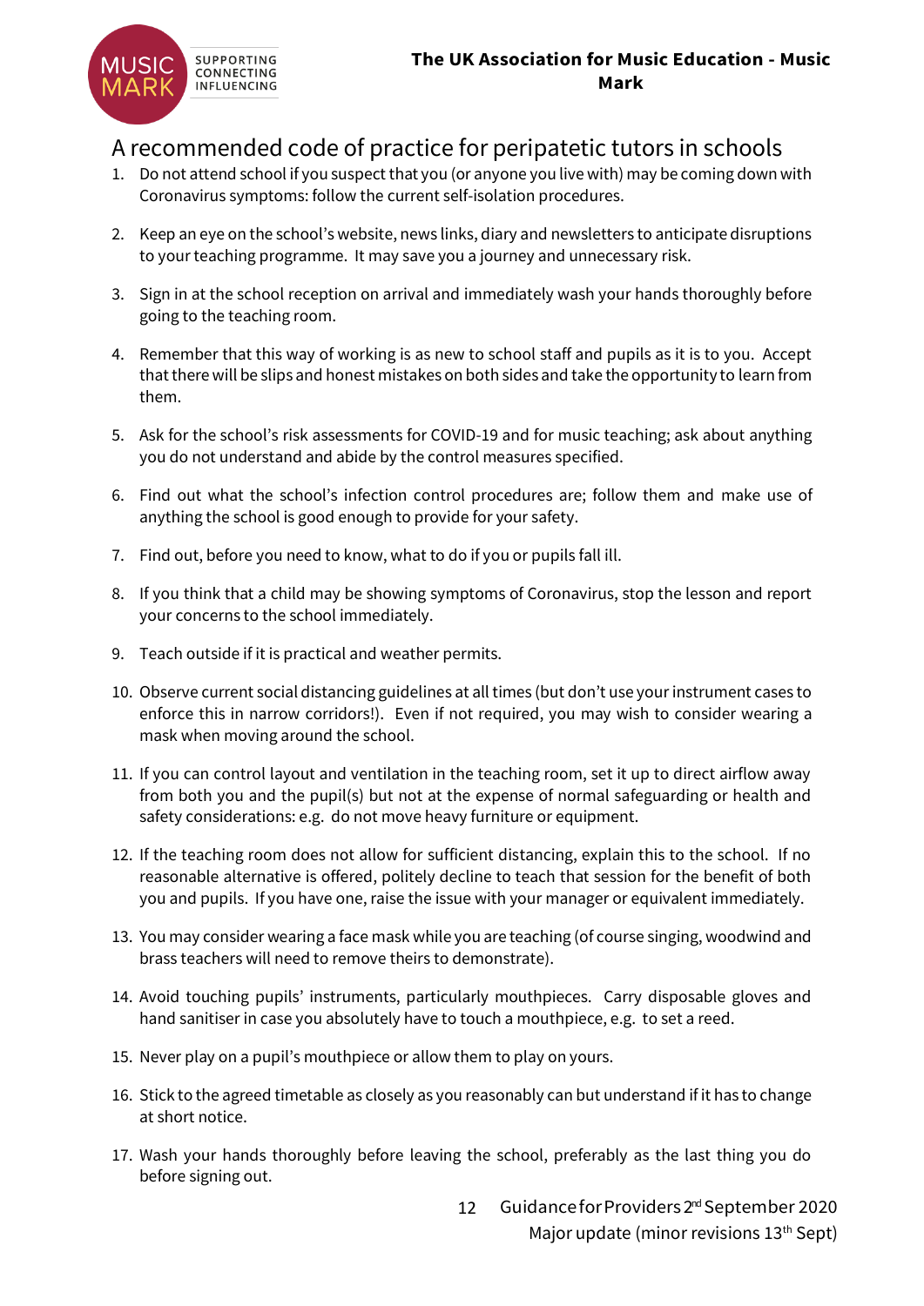## A recommended code of practice for peripatetic tutors in schools

1. Do not attend school if you suspect that you (or anyone you live with) may be coming down with Coronavirus symptoms: follow the current self-isolation procedures.

2. Keep an eye on the school's website, news links, diary and newsletters to anticipate disruptions to your teaching programme. It may save you a journey and unnecessary risk.

3. Sign in at the school reception on arrival and immediately wash your hands thoroughly before going to the teaching room.

4. Remember that this way of working is as new to school staff and pupils as it is to you. Accept that there will be slips and honest mistakes on both sides and take the opportunity to learn from them.

5. Ask for the school's risk assessments for COVID-19 and for music teaching; ask about anything you do not understand and abide by the control measures specified.

6. Find out what the school's infection control procedures are; follow them and make use of anything the school is good enough to provide for your safety.

7. Find out, before you need to know, what to do if you or pupils fall ill.

8. If you think that a child may be showing symptoms of Coronavirus, stop the lesson and report your concerns to the school immediately.

9. Teach outside if it is practical and weather permits.

10. Observe current social distancing guidelines at all times (but don't use your instrument cases to enforce this in narrow corridors!). Even if not required, you may wish to consider wearing a mask when moving around the school.

11. If you can control layout and ventilation in the teaching room, set it up to direct airflow away from both you and the pupil(s) but not at the expense of normal safeguarding or health and safety considerations: e.g. do not move heavy furniture or equipment.

12. If the teaching room does not allow for sufficient distancing, explain this to the school. If no reasonable alternative is offered, politely decline to teach that session for the benefit of both you and pupils. If you have one, raise the issue with your manager or equivalent immediately.

13. You may consider wearing a face mask while you are teaching (of course singing, woodwind and brass teachers will need to remove theirs to demonstrate).

14. Avoid touching pupils' instruments, particularly mouthpieces. Carry disposable gloves and hand sanitiser in case you absolutely have to touch a mouthpiece, e.g. to set a reed.

15. Never play on a pupil's mouthpiece or allow them to play on yours.

16. Stick to the agreed timetable as closely as you reasonably can but understand if it has to change at short notice.

17. Wash your hands thoroughly before leaving the school, preferably as the last thing you do before signing out.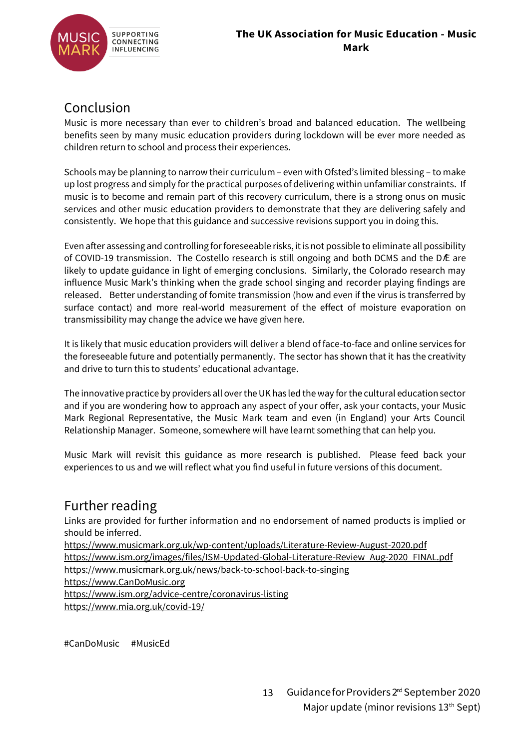## Conclusion

Music is more necessary than ever to children's broad and balanced education. The wellbeing benefits seen by many music education providers during lockdown will be ever more needed as children return to school and process their experiences.

Schools may be planning to narrow their curriculum – even with Ofsted's limited blessing – to make up lost progress and simply for the practical purposes of delivering within unfamiliar constraints. If music is to become and remain part of this recovery curriculum, there is a strong onus on music services and other music education providers to demonstrate that they are delivering safely and consistently. We hope that this guidance and successive revisions support you in doing this.

Even after assessing and controlling for foreseeable risks, it is not possible to eliminate all possibility of COVID-19 transmission. The Costello research is still ongoing and both DCMS and the DfE are likely to update guidance in light of emerging conclusions. Similarly, the Colorado research may influence Music Mark's thinking when the grade school singing and recorder playing findings are released. Better understanding of fomite transmission (how and even if the virus is transferred by surface contact) and more real-world measurement of the effect of moisture evaporation on transmissibility may change the advice we have given here.

It is likely that music education providers will deliver a blend of face-to-face and online services for the foreseeable future and potentially permanently. The sector has shown that it has the creativity and drive to turn this to students' educational advantage.

The innovative practice by providers all over the UK has led the way for the cultural education sector and if you are wondering how to approach any aspect of your offer, ask your contacts, your Music Mark Regional Representative, the Music Mark team and even (in England) your Arts Council Relationship Manager. Someone, somewhere will have learnt something that can help you.

Music Mark will revisit this guidance as more research is published. Please feed back your experiences to us and we will reflect what you find useful in future versions of this document.

## Further reading

Links are provided for further information and no endorsement of named products is implied or should be inferred.

https://www.musicmark.org.uk/wp-content/uploads/Literature-Review-August-2020.pdf
https://www.ism.org/images/files/ISM-Updated-Global-Literature-Review_Aug-2020_FINAL.pdf
https://www.musicmark.org.uk/news/back-to-school-back-to-singing
https://www.CanDoMusic.org
https://www.ism.org/advice-centre/coronavirus-listing
https://www.mia.org.uk/covid-19/

#CanDoMusic #MusicEd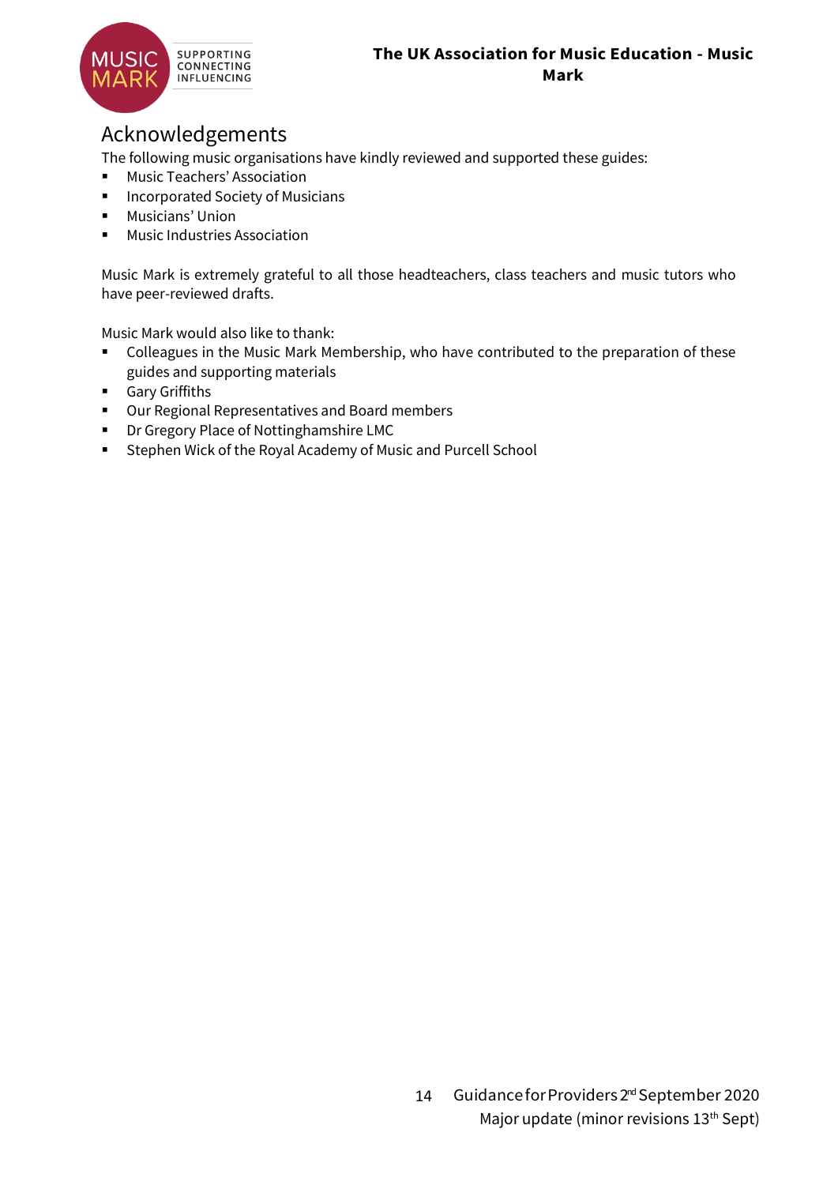## Acknowledgements

The following music organisations have kindly reviewed and supported these guides:

- Music Teachers' Association
- Incorporated Society of Musicians
- Musicians' Union
- Music Industries Association

Music Mark is extremely grateful to all those headteachers, class teachers and music tutors who have peer-reviewed drafts.

Music Mark would also like to thank:

- Colleagues in the Music Mark Membership, who have contributed to the preparation of these guides and supporting materials
- Gary Griffiths
- Our Regional Representatives and Board members
- Dr Gregory Place of Nottinghamshire LMC
- Stephen Wick of the Royal Academy of Music and Purcell School